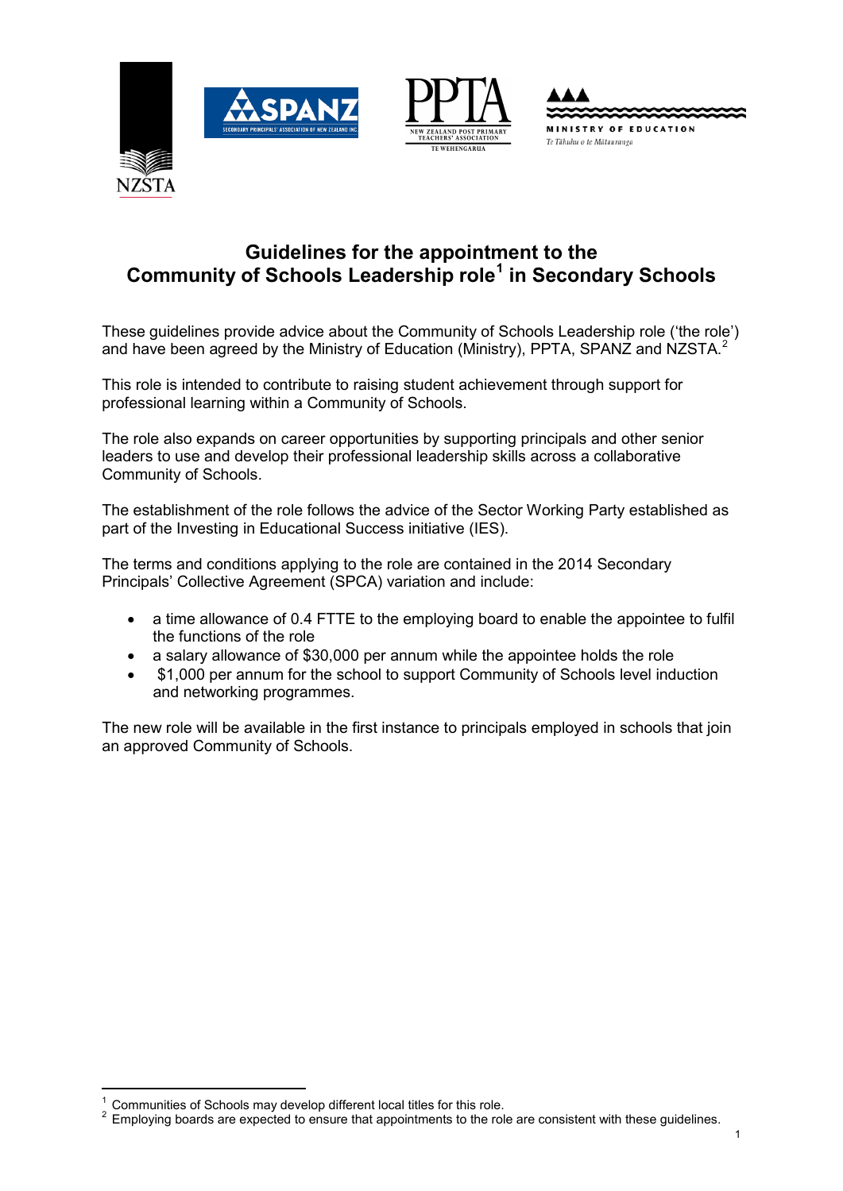# Guidelines for the appointment to the Community of Schools Leadership role[1] in Secondary Schools

These guidelines provide advice about the Community of Schools Leadership role ('the role') and have been agreed by the Ministry of Education (Ministry), PPTA, SPANZ and NZSTA.[2]

This role is intended to contribute to raising student achievement through support for professional learning within a Community of Schools.

The role also expands on career opportunities by supporting principals and other senior leaders to use and develop their professional leadership skills across a collaborative Community of Schools.

The establishment of the role follows the advice of the Sector Working Party established as part of the Investing in Educational Success initiative (IES).

The terms and conditions applying to the role are contained in the 2014 Secondary Principals' Collective Agreement (SPCA) variation and include:

- a time allowance of 0.4 FTTE to the employing board to enable the appointee to fulfil the functions of the role
- a salary allowance of $30,000 per annum while the appointee holds the role
- $1,000 per annum for the school to support Community of Schools level induction and networking programmes.

The new role will be available in the first instance to principals employed in schools that join an approved Community of Schools.

---

[1] Communities of Schools may develop different local titles for this role.

[2] Employing boards are expected to ensure that appointments to the role are consistent with these guidelines.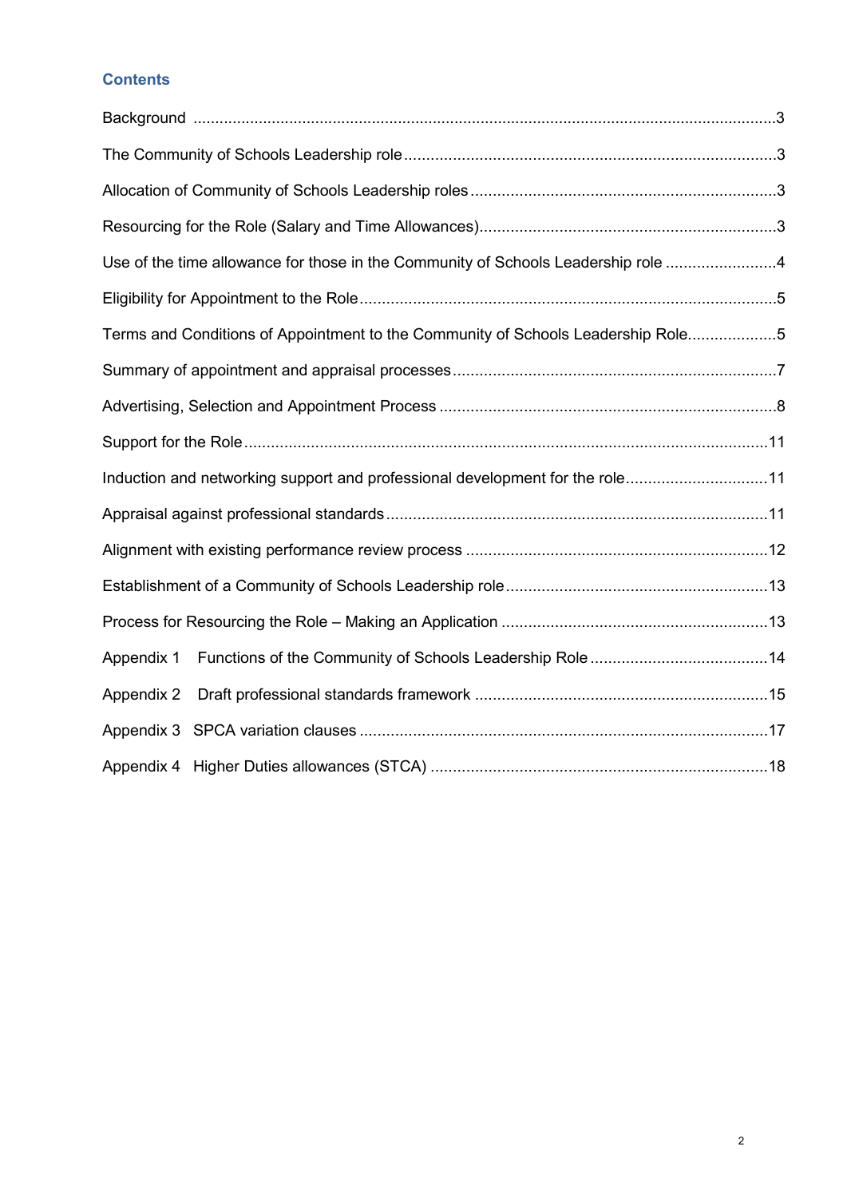## Contents

| | |
|---|---|
| Background | 3 |
| The Community of Schools Leadership role | 3 |
| Allocation of Community of Schools Leadership roles | 3 |
| Resourcing for the Role (Salary and Time Allowances) | 3 |
| Use of the time allowance for those in the Community of Schools Leadership role | 4 |
| Eligibility for Appointment to the Role | 5 |
| Terms and Conditions of Appointment to the Community of Schools Leadership Role | 5 |
| Summary of appointment and appraisal processes | 7 |
| Advertising, Selection and Appointment Process | 8 |
| Support for the Role | 11 |
| Induction and networking support and professional development for the role | 11 |
| Appraisal against professional standards | 11 |
| Alignment with existing performance review process | 12 |
| Establishment of a Community of Schools Leadership role | 13 |
| Process for Resourcing the Role – Making an Application | 13 |
| Appendix 1 Functions of the Community of Schools Leadership Role | 14 |
| Appendix 2 Draft professional standards framework | 15 |
| Appendix 3 SPCA variation clauses | 17 |
| Appendix 4 Higher Duties allowances (STCA) | 18 |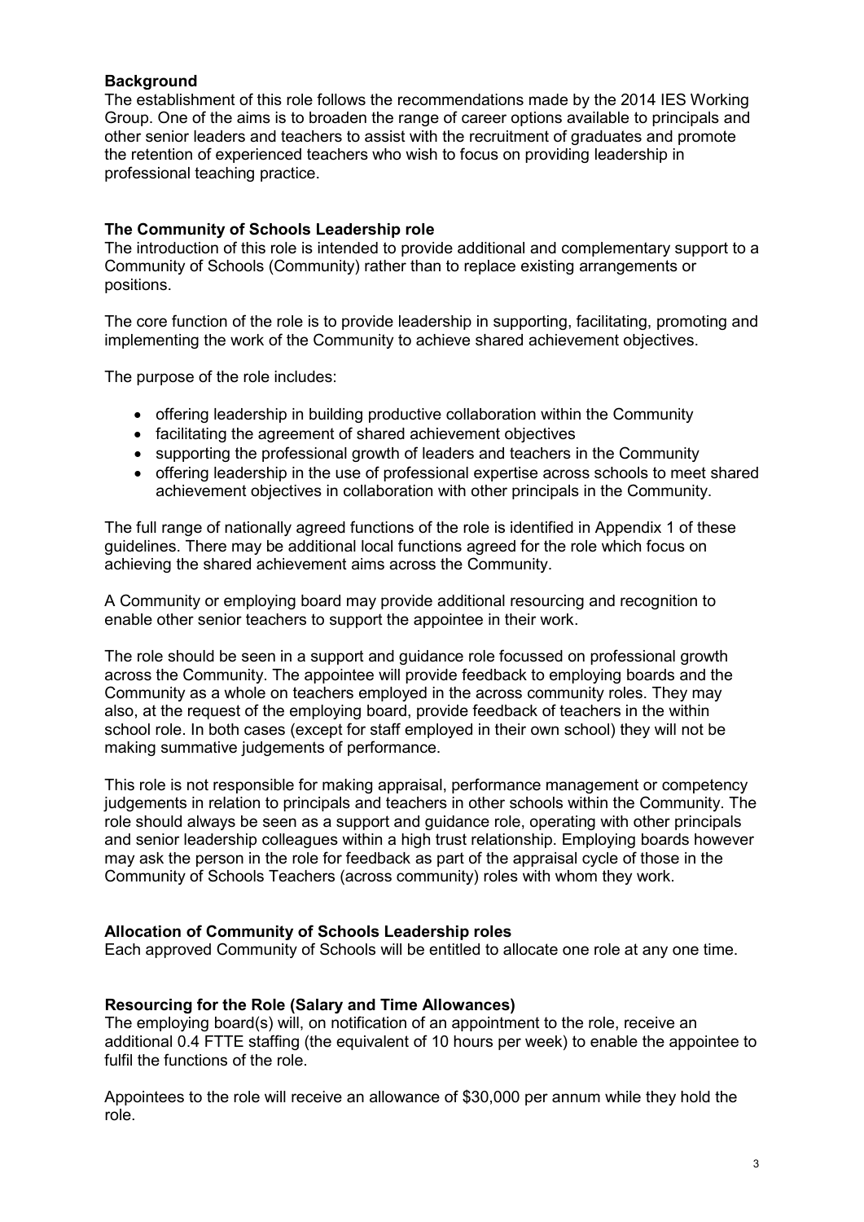**Background**

The establishment of this role follows the recommendations made by the 2014 IES Working Group. One of the aims is to broaden the range of career options available to principals and other senior leaders and teachers to assist with the recruitment of graduates and promote the retention of experienced teachers who wish to focus on providing leadership in professional teaching practice.

**The Community of Schools Leadership role**

The introduction of this role is intended to provide additional and complementary support to a Community of Schools (Community) rather than to replace existing arrangements or positions.

The core function of the role is to provide leadership in supporting, facilitating, promoting and implementing the work of the Community to achieve shared achievement objectives.

The purpose of the role includes:

- offering leadership in building productive collaboration within the Community
- facilitating the agreement of shared achievement objectives
- supporting the professional growth of leaders and teachers in the Community
- offering leadership in the use of professional expertise across schools to meet shared achievement objectives in collaboration with other principals in the Community.

The full range of nationally agreed functions of the role is identified in Appendix 1 of these guidelines. There may be additional local functions agreed for the role which focus on achieving the shared achievement aims across the Community.

A Community or employing board may provide additional resourcing and recognition to enable other senior teachers to support the appointee in their work.

The role should be seen in a support and guidance role focussed on professional growth across the Community. The appointee will provide feedback to employing boards and the Community as a whole on teachers employed in the across community roles. They may also, at the request of the employing board, provide feedback of teachers in the within school role. In both cases (except for staff employed in their own school) they will not be making summative judgements of performance.

This role is not responsible for making appraisal, performance management or competency judgements in relation to principals and teachers in other schools within the Community. The role should always be seen as a support and guidance role, operating with other principals and senior leadership colleagues within a high trust relationship. Employing boards however may ask the person in the role for feedback as part of the appraisal cycle of those in the Community of Schools Teachers (across community) roles with whom they work.

**Allocation of Community of Schools Leadership roles**

Each approved Community of Schools will be entitled to allocate one role at any one time.

**Resourcing for the Role (Salary and Time Allowances)**

The employing board(s) will, on notification of an appointment to the role, receive an additional 0.4 FTTE staffing (the equivalent of 10 hours per week) to enable the appointee to fulfil the functions of the role.

Appointees to the role will receive an allowance of $30,000 per annum while they hold the role.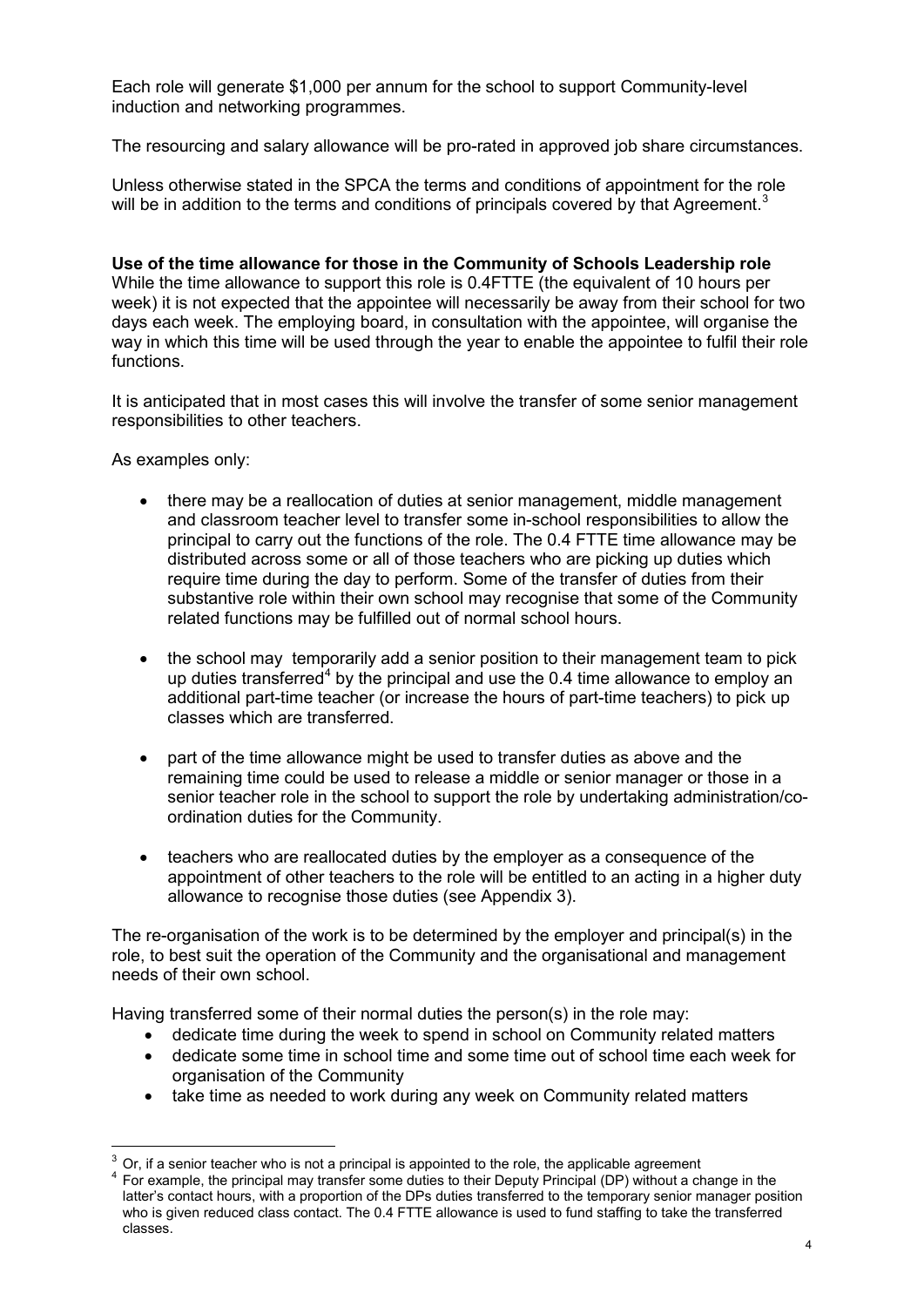Each role will generate $1,000 per annum for the school to support Community-level induction and networking programmes.

The resourcing and salary allowance will be pro-rated in approved job share circumstances.

Unless otherwise stated in the SPCA the terms and conditions of appointment for the role will be in addition to the terms and conditions of principals covered by that Agreement.[3]

**Use of the time allowance for those in the Community of Schools Leadership role**

While the time allowance to support this role is 0.4FTTE (the equivalent of 10 hours per week) it is not expected that the appointee will necessarily be away from their school for two days each week. The employing board, in consultation with the appointee, will organise the way in which this time will be used through the year to enable the appointee to fulfil their role functions.

It is anticipated that in most cases this will involve the transfer of some senior management responsibilities to other teachers.

As examples only:

- there may be a reallocation of duties at senior management, middle management and classroom teacher level to transfer some in-school responsibilities to allow the principal to carry out the functions of the role. The 0.4 FTTE time allowance may be distributed across some or all of those teachers who are picking up duties which require time during the day to perform. Some of the transfer of duties from their substantive role within their own school may recognise that some of the Community related functions may be fulfilled out of normal school hours.

- the school may temporarily add a senior position to their management team to pick up duties transferred[4] by the principal and use the 0.4 time allowance to employ an additional part-time teacher (or increase the hours of part-time teachers) to pick up classes which are transferred.

- part of the time allowance might be used to transfer duties as above and the remaining time could be used to release a middle or senior manager or those in a senior teacher role in the school to support the role by undertaking administration/co-ordination duties for the Community.

- teachers who are reallocated duties by the employer as a consequence of the appointment of other teachers to the role will be entitled to an acting in a higher duty allowance to recognise those duties (see Appendix 3).

The re-organisation of the work is to be determined by the employer and principal(s) in the role, to best suit the operation of the Community and the organisational and management needs of their own school.

Having transferred some of their normal duties the person(s) in the role may:

- dedicate time during the week to spend in school on Community related matters
- dedicate some time in school time and some time out of school time each week for organisation of the Community
- take time as needed to work during any week on Community related matters

---

[3] Or, if a senior teacher who is not a principal is appointed to the role, the applicable agreement

[4] For example, the principal may transfer some duties to their Deputy Principal (DP) without a change in the latter's contact hours, with a proportion of the DPs duties transferred to the temporary senior manager position who is given reduced class contact. The 0.4 FTTE allowance is used to fund staffing to take the transferred classes.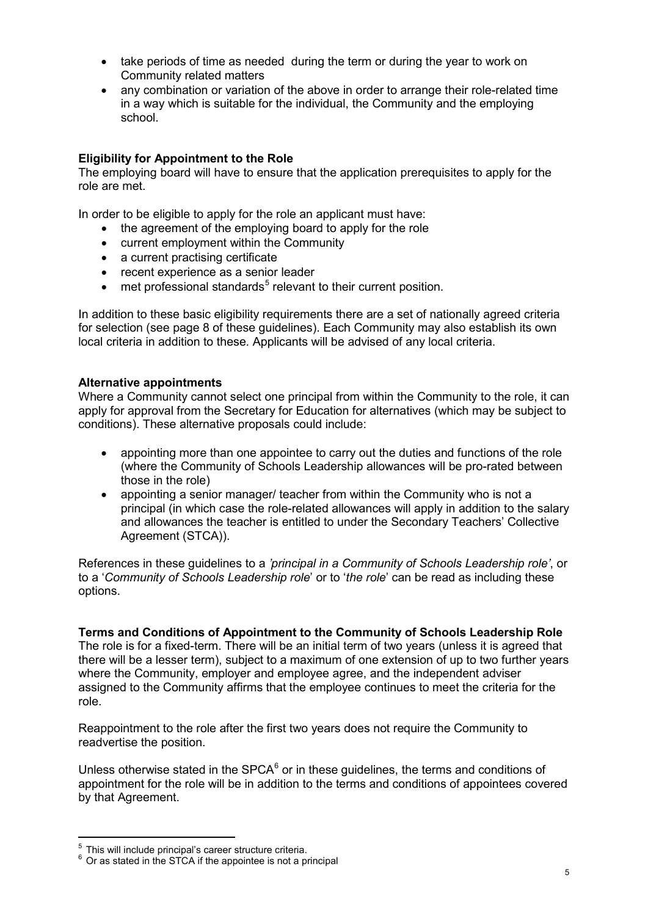- take periods of time as needed during the term or during the year to work on Community related matters
- any combination or variation of the above in order to arrange their role-related time in a way which is suitable for the individual, the Community and the employing school.

**Eligibility for Appointment to the Role**

The employing board will have to ensure that the application prerequisites to apply for the role are met.

In order to be eligible to apply for the role an applicant must have:

- the agreement of the employing board to apply for the role
- current employment within the Community
- a current practising certificate
- recent experience as a senior leader
- met professional standards[5] relevant to their current position.

In addition to these basic eligibility requirements there are a set of nationally agreed criteria for selection (see page 8 of these guidelines). Each Community may also establish its own local criteria in addition to these. Applicants will be advised of any local criteria.

**Alternative appointments**

Where a Community cannot select one principal from within the Community to the role, it can apply for approval from the Secretary for Education for alternatives (which may be subject to conditions). These alternative proposals could include:

- appointing more than one appointee to carry out the duties and functions of the role (where the Community of Schools Leadership allowances will be pro-rated between those in the role)
- appointing a senior manager/ teacher from within the Community who is not a principal (in which case the role-related allowances will apply in addition to the salary and allowances the teacher is entitled to under the Secondary Teachers' Collective Agreement (STCA)).

References in these guidelines to a *'principal in a Community of Schools Leadership role'*, or to a '*Community of Schools Leadership role*' or to '*the role*' can be read as including these options.

**Terms and Conditions of Appointment to the Community of Schools Leadership Role**

The role is for a fixed-term. There will be an initial term of two years (unless it is agreed that there will be a lesser term), subject to a maximum of one extension of up to two further years where the Community, employer and employee agree, and the independent adviser assigned to the Community affirms that the employee continues to meet the criteria for the role.

Reappointment to the role after the first two years does not require the Community to readvertise the position.

Unless otherwise stated in the SPCA[6] or in these guidelines, the terms and conditions of appointment for the role will be in addition to the terms and conditions of appointees covered by that Agreement.

---

[5] This will include principal's career structure criteria.

[6] Or as stated in the STCA if the appointee is not a principal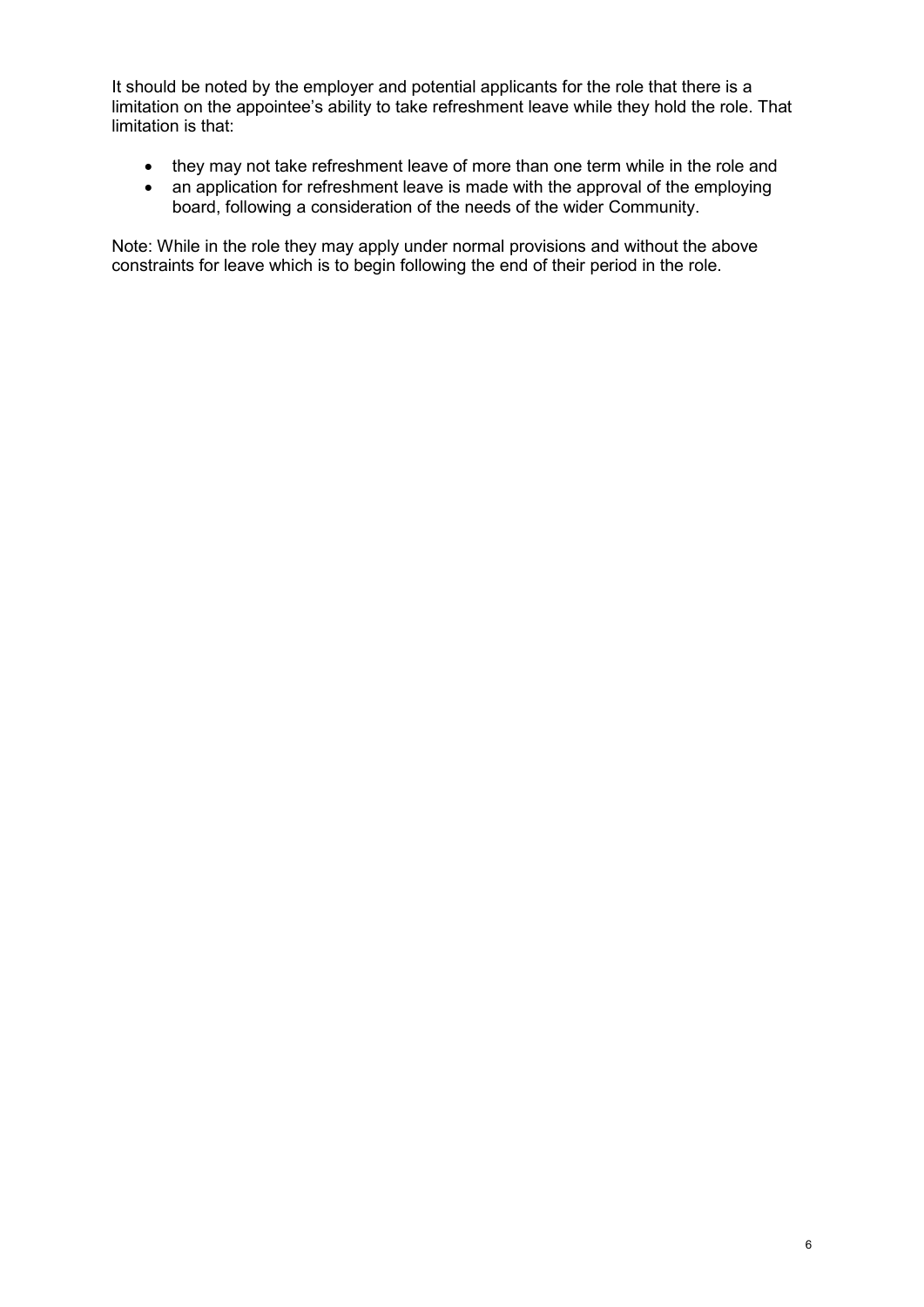It should be noted by the employer and potential applicants for the role that there is a limitation on the appointee's ability to take refreshment leave while they hold the role. That limitation is that:

- they may not take refreshment leave of more than one term while in the role and
- an application for refreshment leave is made with the approval of the employing board, following a consideration of the needs of the wider Community.

Note: While in the role they may apply under normal provisions and without the above constraints for leave which is to begin following the end of their period in the role.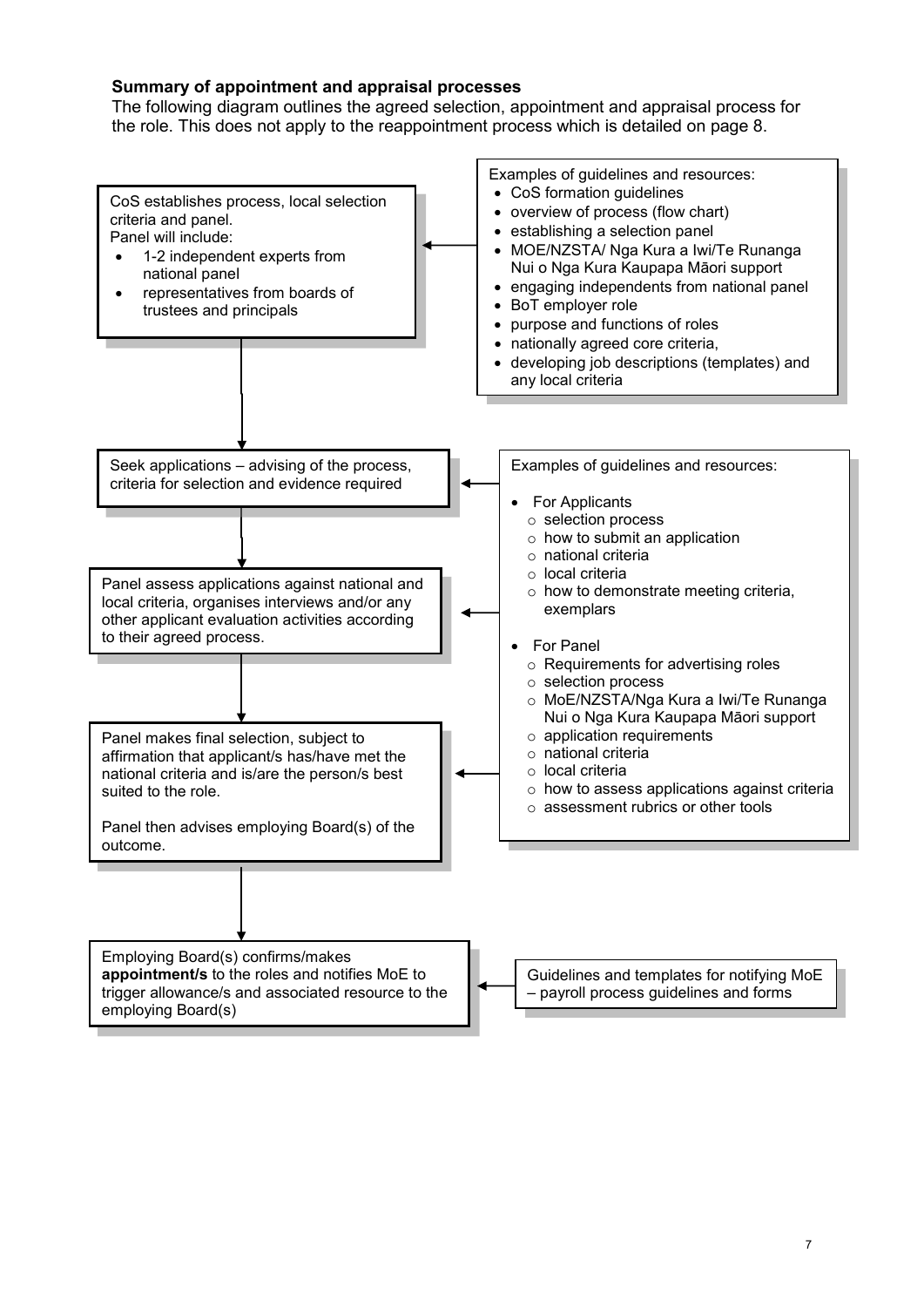**Summary of appointment and appraisal processes**

The following diagram outlines the agreed selection, appointment and appraisal process for the role. This does not apply to the reappointment process which is detailed on page 8.

CoS establishes process, local selection criteria and panel.
Panel will include:

- 1-2 independent experts from national panel
- representatives from boards of trustees and principals

Examples of guidelines and resources:

- CoS formation guidelines
- overview of process (flow chart)
- establishing a selection panel
- MOE/NZSTA/ Nga Kura a Iwi/Te Runanga Nui o Nga Kura Kaupapa Māori support
- engaging independents from national panel
- BoT employer role
- purpose and functions of roles
- nationally agreed core criteria,
- developing job descriptions (templates) and any local criteria

↓

Seek applications – advising of the process, criteria for selection and evidence required

↓

Panel assess applications against national and local criteria, organises interviews and/or any other applicant evaluation activities according to their agreed process.

↓

Panel makes final selection, subject to affirmation that applicant/s has/have met the national criteria and is/are the person/s best suited to the role.

Panel then advises employing Board(s) of the outcome.

Examples of guidelines and resources:

- For Applicants
  - selection process
  - how to submit an application
  - national criteria
  - local criteria
  - how to demonstrate meeting criteria, exemplars
- For Panel
  - Requirements for advertising roles
  - selection process
  - MoE/NZSTA/Nga Kura a Iwi/Te Runanga Nui o Nga Kura Kaupapa Māori support
  - application requirements
  - national criteria
  - local criteria
  - how to assess applications against criteria
  - assessment rubrics or other tools

↓

Employing Board(s) confirms/makes **appointment/s** to the roles and notifies MoE to trigger allowance/s and associated resource to the employing Board(s)

Guidelines and templates for notifying MoE – payroll process guidelines and forms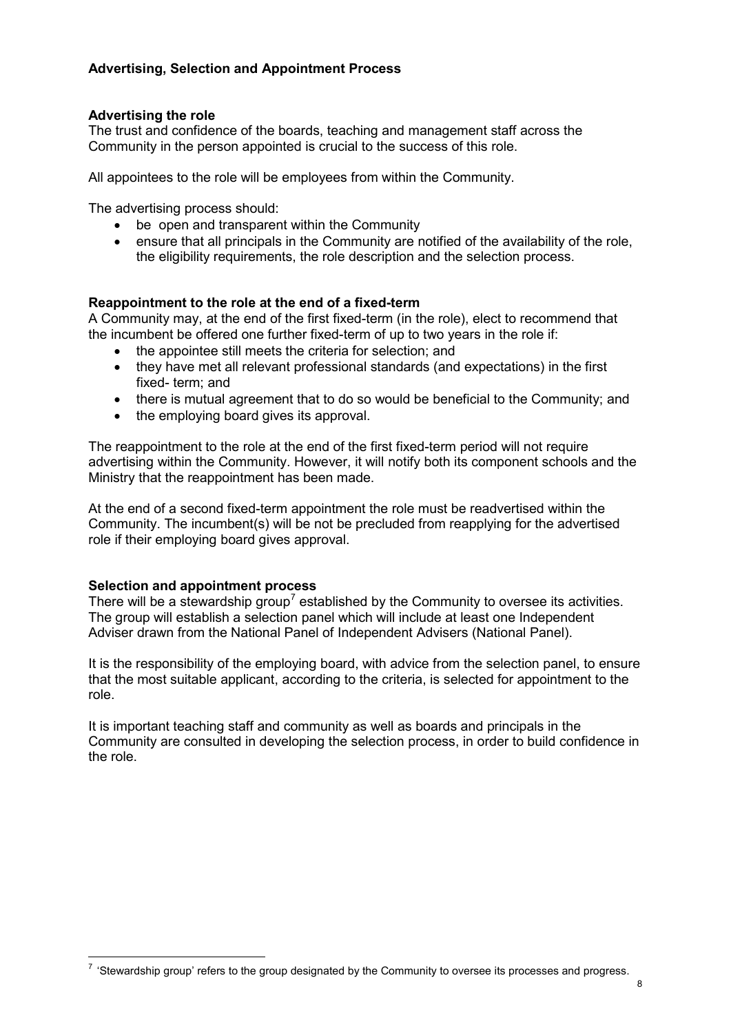## Advertising, Selection and Appointment Process

### Advertising the role

The trust and confidence of the boards, teaching and management staff across the Community in the person appointed is crucial to the success of this role.

All appointees to the role will be employees from within the Community.

The advertising process should:

- be open and transparent within the Community
- ensure that all principals in the Community are notified of the availability of the role, the eligibility requirements, the role description and the selection process.

### Reappointment to the role at the end of a fixed-term

A Community may, at the end of the first fixed-term (in the role), elect to recommend that the incumbent be offered one further fixed-term of up to two years in the role if:

- the appointee still meets the criteria for selection; and
- they have met all relevant professional standards (and expectations) in the first fixed- term; and
- there is mutual agreement that to do so would be beneficial to the Community; and
- the employing board gives its approval.

The reappointment to the role at the end of the first fixed-term period will not require advertising within the Community. However, it will notify both its component schools and the Ministry that the reappointment has been made.

At the end of a second fixed-term appointment the role must be readvertised within the Community. The incumbent(s) will be not be precluded from reapplying for the advertised role if their employing board gives approval.

### Selection and appointment process

There will be a stewardship group[7] established by the Community to oversee its activities. The group will establish a selection panel which will include at least one Independent Adviser drawn from the National Panel of Independent Advisers (National Panel).

It is the responsibility of the employing board, with advice from the selection panel, to ensure that the most suitable applicant, according to the criteria, is selected for appointment to the role.

It is important teaching staff and community as well as boards and principals in the Community are consulted in developing the selection process, in order to build confidence in the role.

---

[7] 'Stewardship group' refers to the group designated by the Community to oversee its processes and progress.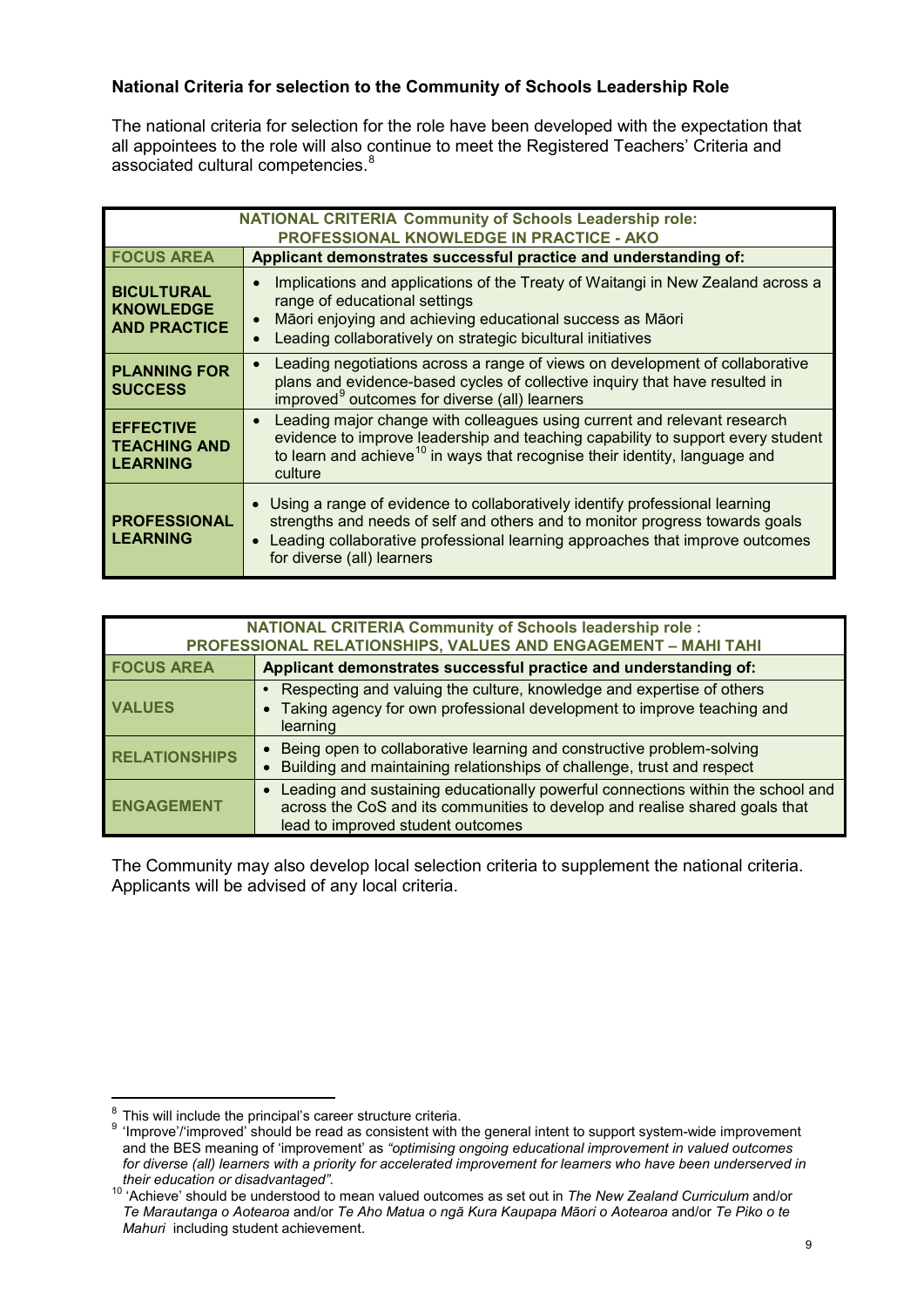## National Criteria for selection to the Community of Schools Leadership Role

The national criteria for selection for the role have been developed with the expectation that all appointees to the role will also continue to meet the Registered Teachers' Criteria and associated cultural competencies.[8]

| NATIONAL CRITERIA Community of Schools Leadership role: PROFESSIONAL KNOWLEDGE IN PRACTICE - AKO | |
|---|---|
| **FOCUS AREA** | **Applicant demonstrates successful practice and understanding of:** |
| **BICULTURAL KNOWLEDGE AND PRACTICE** | • Implications and applications of the Treaty of Waitangi in New Zealand across a range of educational settings<br>• Māori enjoying and achieving educational success as Māori<br>• Leading collaboratively on strategic bicultural initiatives |
| **PLANNING FOR SUCCESS** | • Leading negotiations across a range of views on development of collaborative plans and evidence-based cycles of collective inquiry that have resulted in improved[9] outcomes for diverse (all) learners |
| **EFFECTIVE TEACHING AND LEARNING** | • Leading major change with colleagues using current and relevant research evidence to improve leadership and teaching capability to support every student to learn and achieve[10] in ways that recognise their identity, language and culture |
| **PROFESSIONAL LEARNING** | • Using a range of evidence to collaboratively identify professional learning strengths and needs of self and others and to monitor progress towards goals<br>• Leading collaborative professional learning approaches that improve outcomes for diverse (all) learners |

| NATIONAL CRITERIA Community of Schools leadership role : PROFESSIONAL RELATIONSHIPS, VALUES AND ENGAGEMENT – MAHI TAHI | |
|---|---|
| **FOCUS AREA** | **Applicant demonstrates successful practice and understanding of:** |
| **VALUES** | • Respecting and valuing the culture, knowledge and expertise of others<br>• Taking agency for own professional development to improve teaching and learning |
| **RELATIONSHIPS** | • Being open to collaborative learning and constructive problem-solving<br>• Building and maintaining relationships of challenge, trust and respect |
| **ENGAGEMENT** | • Leading and sustaining educationally powerful connections within the school and across the CoS and its communities to develop and realise shared goals that lead to improved student outcomes |

The Community may also develop local selection criteria to supplement the national criteria. Applicants will be advised of any local criteria.

---

[8] This will include the principal's career structure criteria.

[9] 'Improve'/'improved' should be read as consistent with the general intent to support system-wide improvement and the BES meaning of 'improvement' as *"optimising ongoing educational improvement in valued outcomes for diverse (all) learners with a priority for accelerated improvement for learners who have been underserved in their education or disadvantaged".*

[10] 'Achieve' should be understood to mean valued outcomes as set out in *The New Zealand Curriculum* and/or *Te Marautanga o Aotearoa* and/or *Te Aho Matua o ngā Kura Kaupapa Māori o Aotearoa* and/or *Te Piko o te Mahuri* including student achievement.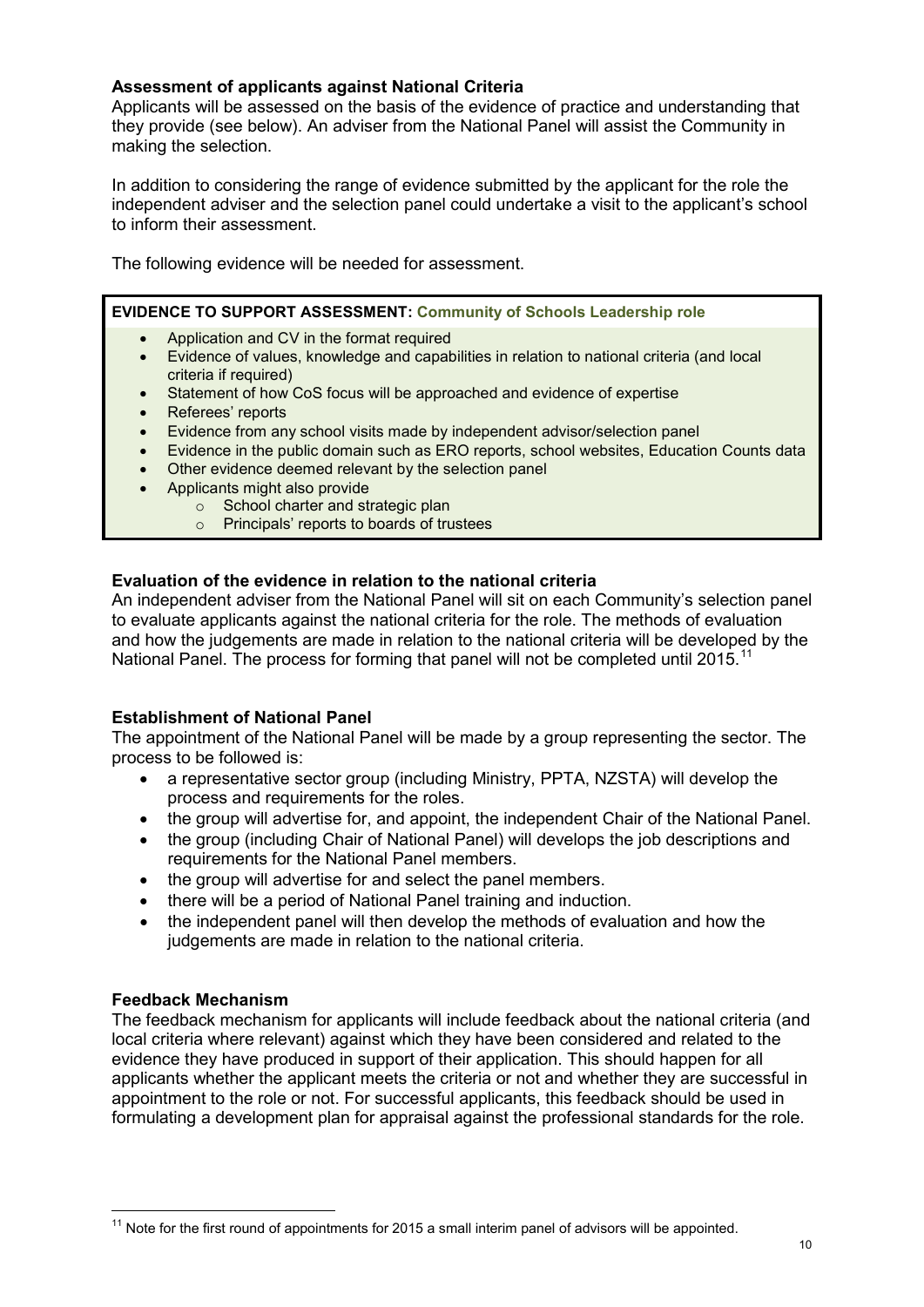**Assessment of applicants against National Criteria**

Applicants will be assessed on the basis of the evidence of practice and understanding that they provide (see below). An adviser from the National Panel will assist the Community in making the selection.

In addition to considering the range of evidence submitted by the applicant for the role the independent adviser and the selection panel could undertake a visit to the applicant's school to inform their assessment.

The following evidence will be needed for assessment.

**EVIDENCE TO SUPPORT ASSESSMENT: Community of Schools Leadership role**

- Application and CV in the format required
- Evidence of values, knowledge and capabilities in relation to national criteria (and local criteria if required)
- Statement of how CoS focus will be approached and evidence of expertise
- Referees' reports
- Evidence from any school visits made by independent advisor/selection panel
- Evidence in the public domain such as ERO reports, school websites, Education Counts data
- Other evidence deemed relevant by the selection panel
- Applicants might also provide
    - School charter and strategic plan
    - Principals' reports to boards of trustees

**Evaluation of the evidence in relation to the national criteria**

An independent adviser from the National Panel will sit on each Community's selection panel to evaluate applicants against the national criteria for the role. The methods of evaluation and how the judgements are made in relation to the national criteria will be developed by the National Panel. The process for forming that panel will not be completed until 2015.[11]

**Establishment of National Panel**

The appointment of the National Panel will be made by a group representing the sector. The process to be followed is:

- a representative sector group (including Ministry, PPTA, NZSTA) will develop the process and requirements for the roles.
- the group will advertise for, and appoint, the independent Chair of the National Panel.
- the group (including Chair of National Panel) will develops the job descriptions and requirements for the National Panel members.
- the group will advertise for and select the panel members.
- there will be a period of National Panel training and induction.
- the independent panel will then develop the methods of evaluation and how the judgements are made in relation to the national criteria.

**Feedback Mechanism**

The feedback mechanism for applicants will include feedback about the national criteria (and local criteria where relevant) against which they have been considered and related to the evidence they have produced in support of their application. This should happen for all applicants whether the applicant meets the criteria or not and whether they are successful in appointment to the role or not. For successful applicants, this feedback should be used in formulating a development plan for appraisal against the professional standards for the role.

[11] Note for the first round of appointments for 2015 a small interim panel of advisors will be appointed.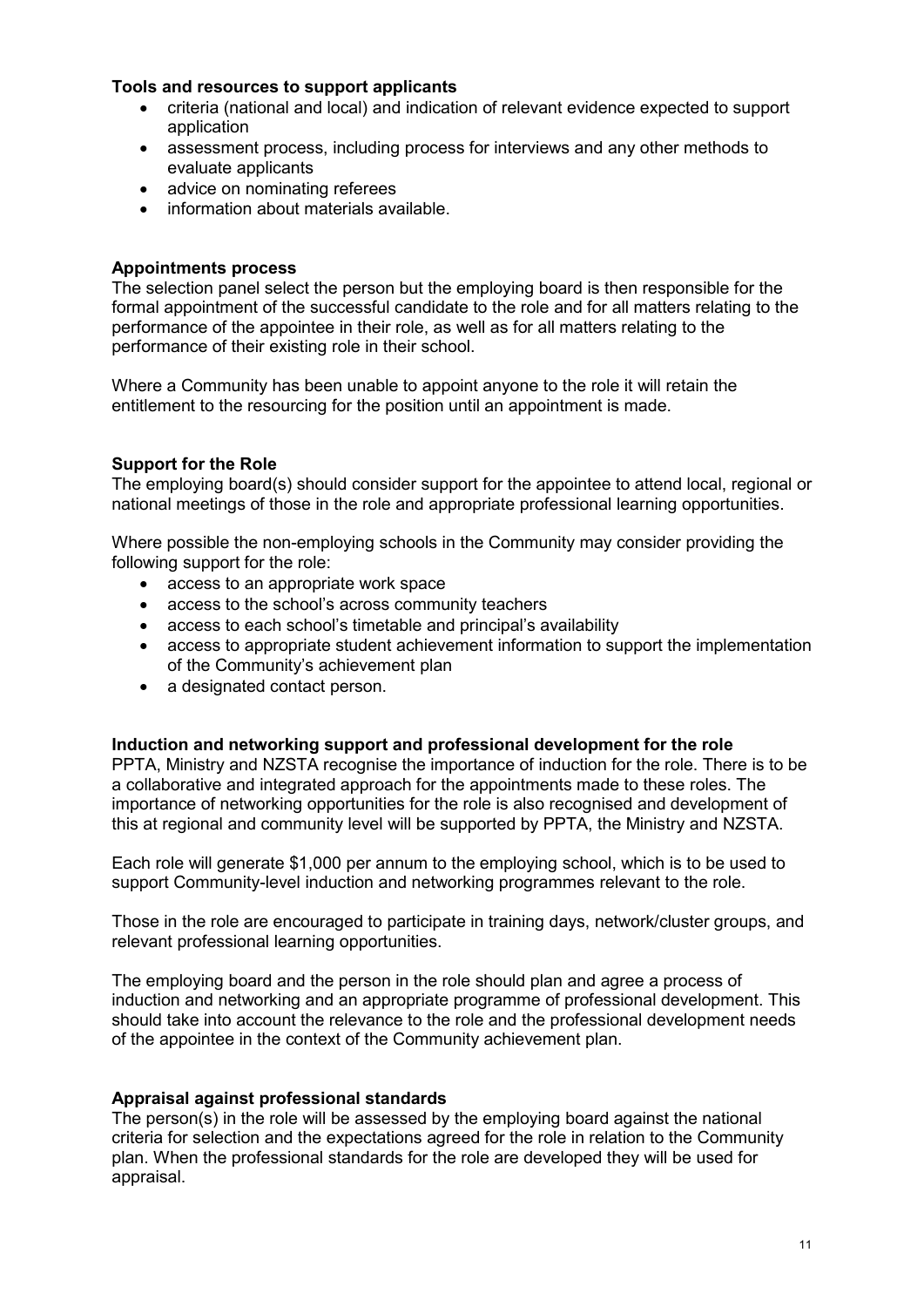**Tools and resources to support applicants**

- criteria (national and local) and indication of relevant evidence expected to support application
- assessment process, including process for interviews and any other methods to evaluate applicants
- advice on nominating referees
- information about materials available.

**Appointments process**

The selection panel select the person but the employing board is then responsible for the formal appointment of the successful candidate to the role and for all matters relating to the performance of the appointee in their role, as well as for all matters relating to the performance of their existing role in their school.

Where a Community has been unable to appoint anyone to the role it will retain the entitlement to the resourcing for the position until an appointment is made.

**Support for the Role**

The employing board(s) should consider support for the appointee to attend local, regional or national meetings of those in the role and appropriate professional learning opportunities.

Where possible the non-employing schools in the Community may consider providing the following support for the role:

- access to an appropriate work space
- access to the school's across community teachers
- access to each school's timetable and principal's availability
- access to appropriate student achievement information to support the implementation of the Community's achievement plan
- a designated contact person.

**Induction and networking support and professional development for the role**

PPTA, Ministry and NZSTA recognise the importance of induction for the role. There is to be a collaborative and integrated approach for the appointments made to these roles. The importance of networking opportunities for the role is also recognised and development of this at regional and community level will be supported by PPTA, the Ministry and NZSTA.

Each role will generate $1,000 per annum to the employing school, which is to be used to support Community-level induction and networking programmes relevant to the role.

Those in the role are encouraged to participate in training days, network/cluster groups, and relevant professional learning opportunities.

The employing board and the person in the role should plan and agree a process of induction and networking and an appropriate programme of professional development. This should take into account the relevance to the role and the professional development needs of the appointee in the context of the Community achievement plan.

**Appraisal against professional standards**

The person(s) in the role will be assessed by the employing board against the national criteria for selection and the expectations agreed for the role in relation to the Community plan. When the professional standards for the role are developed they will be used for appraisal.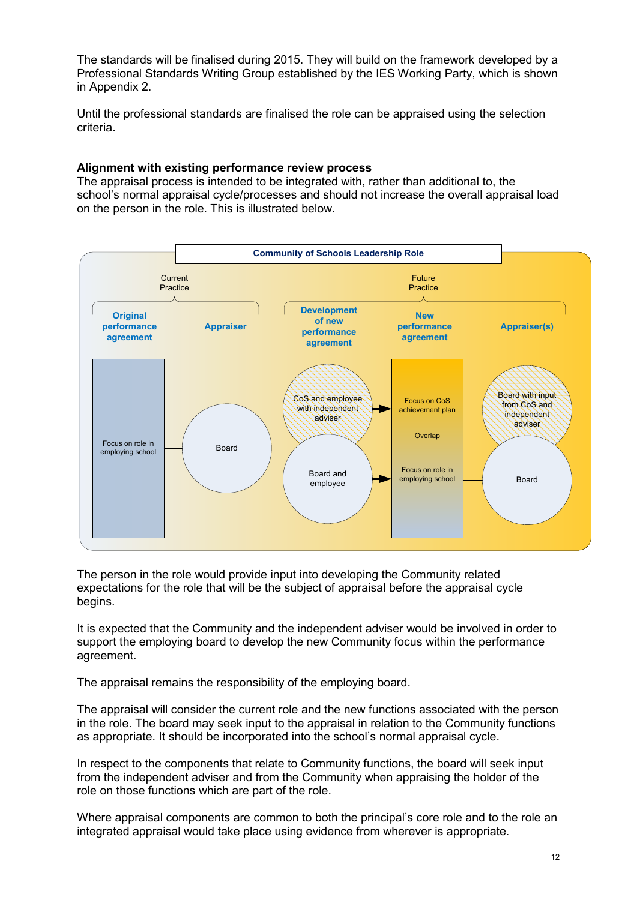The standards will be finalised during 2015. They will build on the framework developed by a Professional Standards Writing Group established by the IES Working Party, which is shown in Appendix 2.

Until the professional standards are finalised the role can be appraised using the selection criteria.

**Alignment with existing performance review process**

The appraisal process is intended to be integrated with, rather than additional to, the school's normal appraisal cycle/processes and should not increase the overall appraisal load on the person in the role. This is illustrated below.

**Community of Schools Leadership Role**

Current Practice

- **Original performance agreement**: Focus on role in employing school
- **Appraiser**: Board

Future Practice

- **Development of new performance agreement**: CoS and employee with independent adviser; Board and employee
- **New performance agreement**: Focus on CoS achievement plan; Overlap; Focus on role in employing school
- **Appraiser(s)**: Board with input from CoS and independent adviser; Board

The person in the role would provide input into developing the Community related expectations for the role that will be the subject of appraisal before the appraisal cycle begins.

It is expected that the Community and the independent adviser would be involved in order to support the employing board to develop the new Community focus within the performance agreement.

The appraisal remains the responsibility of the employing board.

The appraisal will consider the current role and the new functions associated with the person in the role. The board may seek input to the appraisal in relation to the Community functions as appropriate. It should be incorporated into the school's normal appraisal cycle.

In respect to the components that relate to Community functions, the board will seek input from the independent adviser and from the Community when appraising the holder of the role on those functions which are part of the role.

Where appraisal components are common to both the principal's core role and to the role an integrated appraisal would take place using evidence from wherever is appropriate.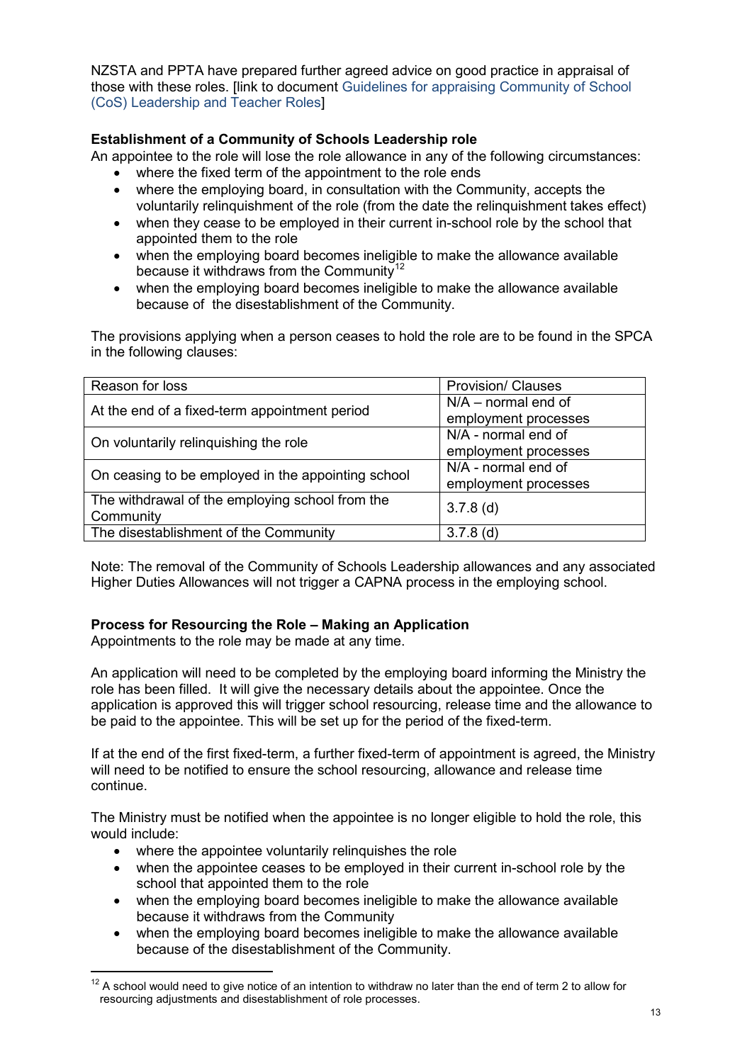NZSTA and PPTA have prepared further agreed advice on good practice in appraisal of those with these roles. [link to document Guidelines for appraising Community of School (CoS) Leadership and Teacher Roles]

**Establishment of a Community of Schools Leadership role**

An appointee to the role will lose the role allowance in any of the following circumstances:

- where the fixed term of the appointment to the role ends
- where the employing board, in consultation with the Community, accepts the voluntarily relinquishment of the role (from the date the relinquishment takes effect)
- when they cease to be employed in their current in-school role by the school that appointed them to the role
- when the employing board becomes ineligible to make the allowance available because it withdraws from the Community[12]
- when the employing board becomes ineligible to make the allowance available because of the disestablishment of the Community.

The provisions applying when a person ceases to hold the role are to be found in the SPCA in the following clauses:

| Reason for loss | Provision/ Clauses |
|---|---|
| At the end of a fixed-term appointment period | N/A – normal end of employment processes |
| On voluntarily relinquishing the role | N/A - normal end of employment processes |
| On ceasing to be employed in the appointing school | N/A - normal end of employment processes |
| The withdrawal of the employing school from the Community | 3.7.8 (d) |
| The disestablishment of the Community | 3.7.8 (d) |

Note: The removal of the Community of Schools Leadership allowances and any associated Higher Duties Allowances will not trigger a CAPNA process in the employing school.

**Process for Resourcing the Role – Making an Application**

Appointments to the role may be made at any time.

An application will need to be completed by the employing board informing the Ministry the role has been filled. It will give the necessary details about the appointee. Once the application is approved this will trigger school resourcing, release time and the allowance to be paid to the appointee. This will be set up for the period of the fixed-term.

If at the end of the first fixed-term, a further fixed-term of appointment is agreed, the Ministry will need to be notified to ensure the school resourcing, allowance and release time continue.

The Ministry must be notified when the appointee is no longer eligible to hold the role, this would include:

- where the appointee voluntarily relinquishes the role
- when the appointee ceases to be employed in their current in-school role by the school that appointed them to the role
- when the employing board becomes ineligible to make the allowance available because it withdraws from the Community
- when the employing board becomes ineligible to make the allowance available because of the disestablishment of the Community.

[12] A school would need to give notice of an intention to withdraw no later than the end of term 2 to allow for resourcing adjustments and disestablishment of role processes.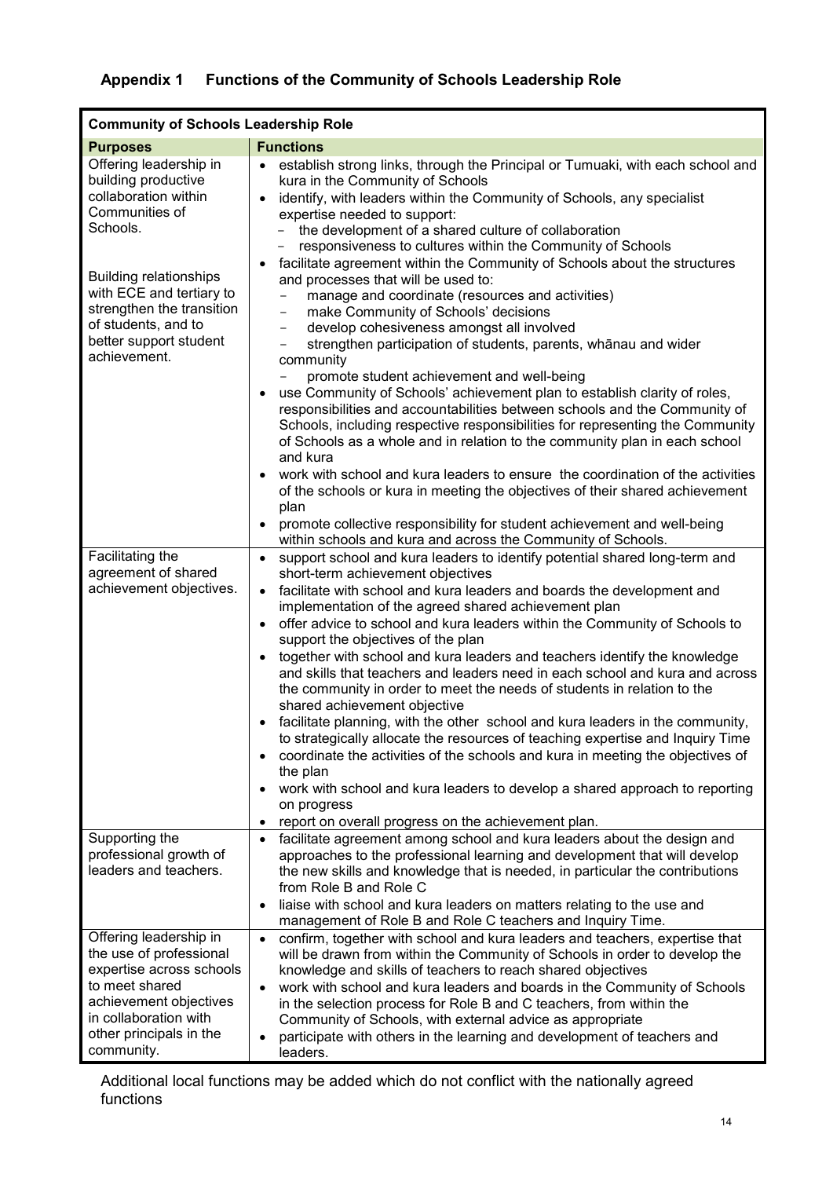## Appendix 1 Functions of the Community of Schools Leadership Role

| Community of Schools Leadership Role | |
|---|---|
| **Purposes** | **Functions** |
| Offering leadership in building productive collaboration within Communities of Schools.<br><br>Building relationships with ECE and tertiary to strengthen the transition of students, and to better support student achievement. | • establish strong links, through the Principal or Tumuaki, with each school and kura in the Community of Schools<br>• identify, with leaders within the Community of Schools, any specialist expertise needed to support:<br>– the development of a shared culture of collaboration<br>– responsiveness to cultures within the Community of Schools<br>• facilitate agreement within the Community of Schools about the structures and processes that will be used to:<br>– manage and coordinate (resources and activities)<br>– make Community of Schools' decisions<br>– develop cohesiveness amongst all involved<br>– strengthen participation of students, parents, whānau and wider community<br>– promote student achievement and well-being<br>• use Community of Schools' achievement plan to establish clarity of roles, responsibilities and accountabilities between schools and the Community of Schools, including respective responsibilities for representing the Community of Schools as a whole and in relation to the community plan in each school and kura<br>• work with school and kura leaders to ensure the coordination of the activities of the schools or kura in meeting the objectives of their shared achievement plan<br>• promote collective responsibility for student achievement and well-being within schools and kura and across the Community of Schools. |
| Facilitating the agreement of shared achievement objectives. | • support school and kura leaders to identify potential shared long-term and short-term achievement objectives<br>• facilitate with school and kura leaders and boards the development and implementation of the agreed shared achievement plan<br>• offer advice to school and kura leaders within the Community of Schools to support the objectives of the plan<br>• together with school and kura leaders and teachers identify the knowledge and skills that teachers and leaders need in each school and kura and across the community in order to meet the needs of students in relation to the shared achievement objective<br>• facilitate planning, with the other school and kura leaders in the community, to strategically allocate the resources of teaching expertise and Inquiry Time<br>• coordinate the activities of the schools and kura in meeting the objectives of the plan<br>• work with school and kura leaders to develop a shared approach to reporting on progress<br>• report on overall progress on the achievement plan. |
| Supporting the professional growth of leaders and teachers. | • facilitate agreement among school and kura leaders about the design and approaches to the professional learning and development that will develop the new skills and knowledge that is needed, in particular the contributions from Role B and Role C<br>• liaise with school and kura leaders on matters relating to the use and management of Role B and Role C teachers and Inquiry Time. |
| Offering leadership in the use of professional expertise across schools to meet shared achievement objectives in collaboration with other principals in the community. | • confirm, together with school and kura leaders and teachers, expertise that will be drawn from within the Community of Schools in order to develop the knowledge and skills of teachers to reach shared objectives<br>• work with school and kura leaders and boards in the Community of Schools in the selection process for Role B and C teachers, from within the Community of Schools, with external advice as appropriate<br>• participate with others in the learning and development of teachers and leaders. |

Additional local functions may be added which do not conflict with the nationally agreed functions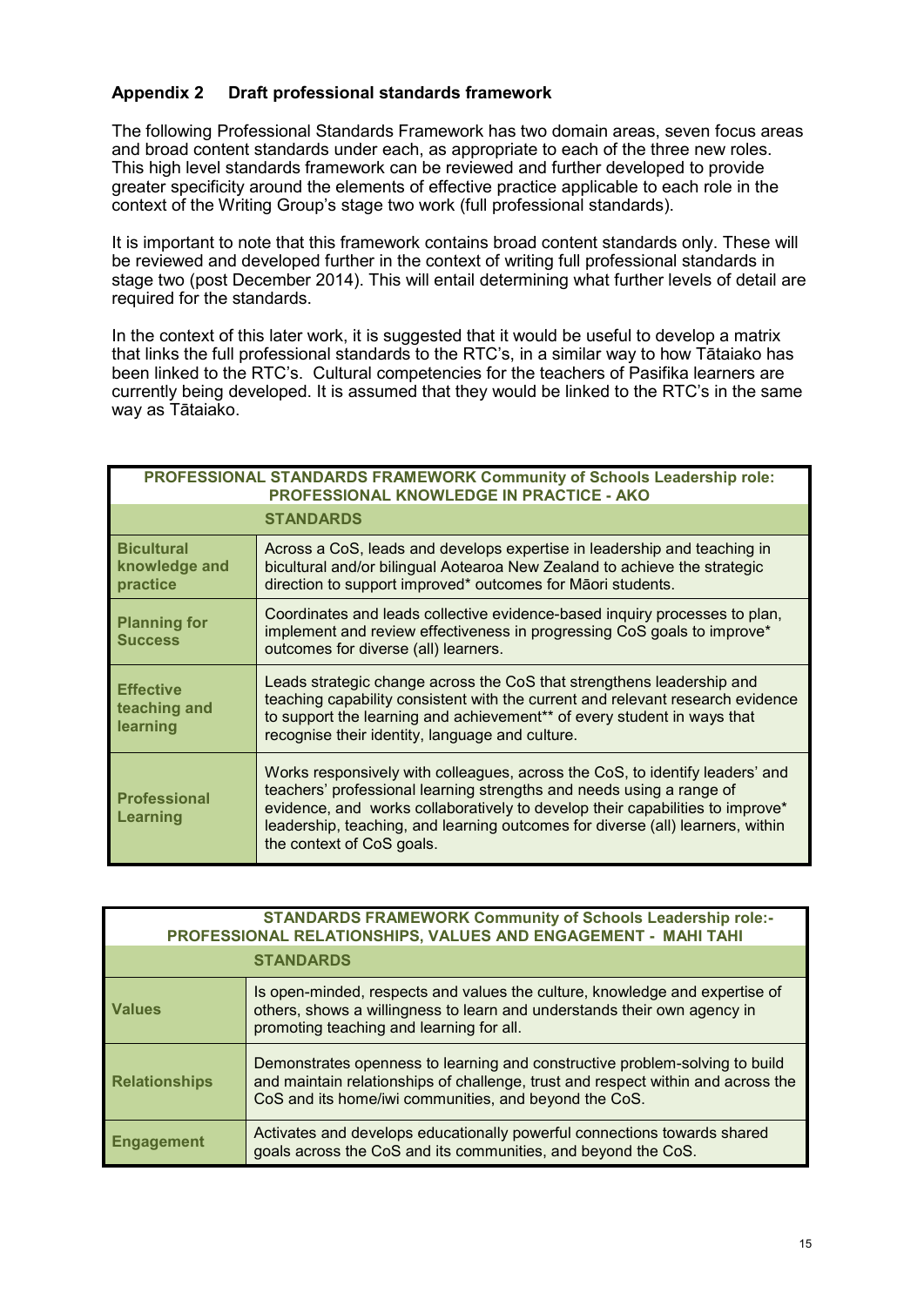## Appendix 2 Draft professional standards framework

The following Professional Standards Framework has two domain areas, seven focus areas and broad content standards under each, as appropriate to each of the three new roles. This high level standards framework can be reviewed and further developed to provide greater specificity around the elements of effective practice applicable to each role in the context of the Writing Group's stage two work (full professional standards).

It is important to note that this framework contains broad content standards only. These will be reviewed and developed further in the context of writing full professional standards in stage two (post December 2014). This will entail determining what further levels of detail are required for the standards.

In the context of this later work, it is suggested that it would be useful to develop a matrix that links the full professional standards to the RTC's, in a similar way to how Tātaiako has been linked to the RTC's. Cultural competencies for the teachers of Pasifika learners are currently being developed. It is assumed that they would be linked to the RTC's in the same way as Tātaiako.

| PROFESSIONAL STANDARDS FRAMEWORK Community of Schools Leadership role: PROFESSIONAL KNOWLEDGE IN PRACTICE - AKO | |
|---|---|
| | **STANDARDS** |
| **Bicultural knowledge and practice** | Across a CoS, leads and develops expertise in leadership and teaching in bicultural and/or bilingual Aotearoa New Zealand to achieve the strategic direction to support improved* outcomes for Māori students. |
| **Planning for Success** | Coordinates and leads collective evidence-based inquiry processes to plan, implement and review effectiveness in progressing CoS goals to improve* outcomes for diverse (all) learners. |
| **Effective teaching and learning** | Leads strategic change across the CoS that strengthens leadership and teaching capability consistent with the current and relevant research evidence to support the learning and achievement** of every student in ways that recognise their identity, language and culture. |
| **Professional Learning** | Works responsively with colleagues, across the CoS, to identify leaders' and teachers' professional learning strengths and needs using a range of evidence, and works collaboratively to develop their capabilities to improve* leadership, teaching, and learning outcomes for diverse (all) learners, within the context of CoS goals. |

| STANDARDS FRAMEWORK Community of Schools Leadership role:- PROFESSIONAL RELATIONSHIPS, VALUES AND ENGAGEMENT - MAHI TAHI | |
|---|---|
| | **STANDARDS** |
| **Values** | Is open-minded, respects and values the culture, knowledge and expertise of others, shows a willingness to learn and understands their own agency in promoting teaching and learning for all. |
| **Relationships** | Demonstrates openness to learning and constructive problem-solving to build and maintain relationships of challenge, trust and respect within and across the CoS and its home/iwi communities, and beyond the CoS. |
| **Engagement** | Activates and develops educationally powerful connections towards shared goals across the CoS and its communities, and beyond the CoS. |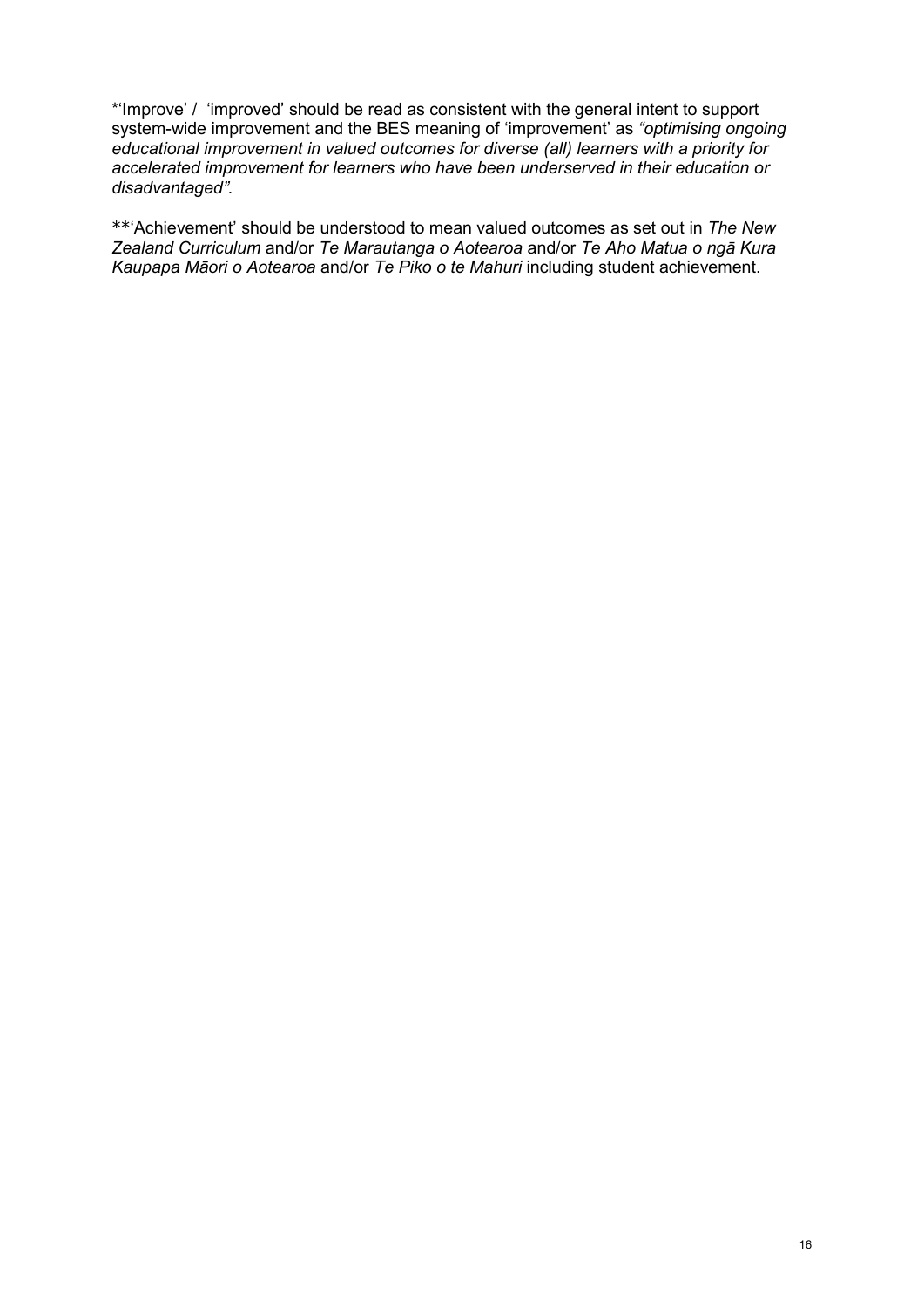*'Improve' /  'improved' should be read as consistent with the general intent to support system-wide improvement and the BES meaning of 'improvement' as *"optimising ongoing educational improvement in valued outcomes for diverse (all) learners with a priority for accelerated improvement for learners who have been underserved in their education or disadvantaged".*

**'Achievement' should be understood to mean valued outcomes as set out in *The New Zealand Curriculum* and/or *Te Marautanga o Aotearoa* and/or *Te Aho Matua o ngā Kura Kaupapa Māori o Aotearoa* and/or *Te Piko o te Mahuri* including student achievement.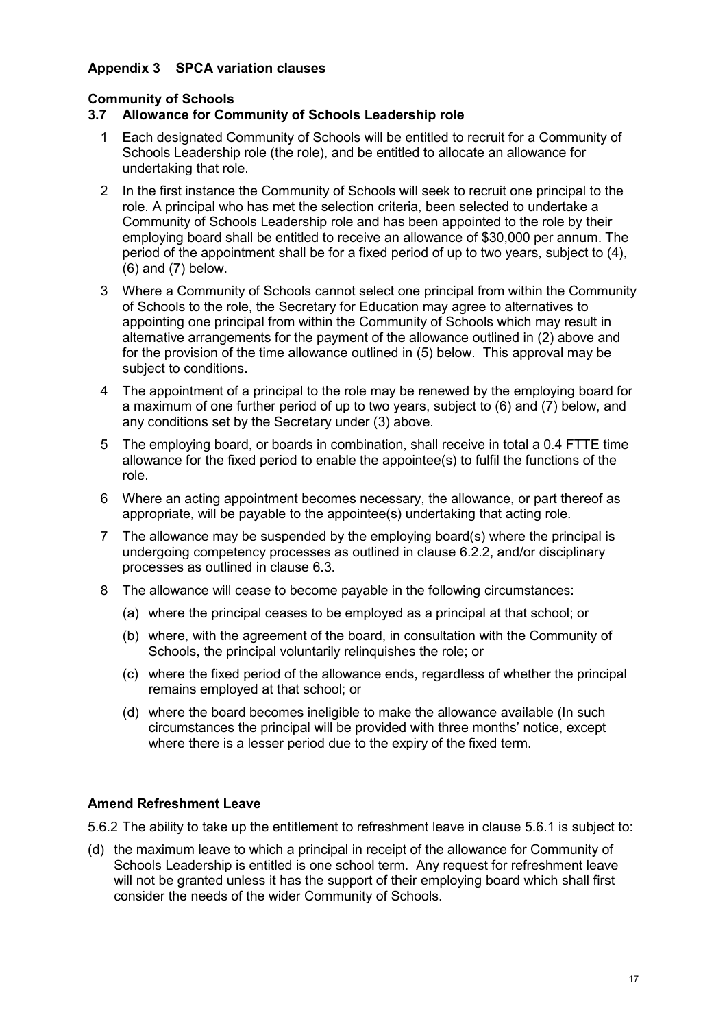## Appendix 3 SPCA variation clauses

### Community of Schools

### 3.7 Allowance for Community of Schools Leadership role

1. Each designated Community of Schools will be entitled to recruit for a Community of Schools Leadership role (the role), and be entitled to allocate an allowance for undertaking that role.
2. In the first instance the Community of Schools will seek to recruit one principal to the role. A principal who has met the selection criteria, been selected to undertake a Community of Schools Leadership role and has been appointed to the role by their employing board shall be entitled to receive an allowance of $30,000 per annum. The period of the appointment shall be for a fixed period of up to two years, subject to (4), (6) and (7) below.
3. Where a Community of Schools cannot select one principal from within the Community of Schools to the role, the Secretary for Education may agree to alternatives to appointing one principal from within the Community of Schools which may result in alternative arrangements for the payment of the allowance outlined in (2) above and for the provision of the time allowance outlined in (5) below. This approval may be subject to conditions.
4. The appointment of a principal to the role may be renewed by the employing board for a maximum of one further period of up to two years, subject to (6) and (7) below, and any conditions set by the Secretary under (3) above.
5. The employing board, or boards in combination, shall receive in total a 0.4 FTTE time allowance for the fixed period to enable the appointee(s) to fulfil the functions of the role.
6. Where an acting appointment becomes necessary, the allowance, or part thereof as appropriate, will be payable to the appointee(s) undertaking that acting role.
7. The allowance may be suspended by the employing board(s) where the principal is undergoing competency processes as outlined in clause 6.2.2, and/or disciplinary processes as outlined in clause 6.3.
8. The allowance will cease to become payable in the following circumstances:
   (a) where the principal ceases to be employed as a principal at that school; or
   (b) where, with the agreement of the board, in consultation with the Community of Schools, the principal voluntarily relinquishes the role; or
   (c) where the fixed period of the allowance ends, regardless of whether the principal remains employed at that school; or
   (d) where the board becomes ineligible to make the allowance available (In such circumstances the principal will be provided with three months' notice, except where there is a lesser period due to the expiry of the fixed term.

### Amend Refreshment Leave

5.6.2 The ability to take up the entitlement to refreshment leave in clause 5.6.1 is subject to:

(d) the maximum leave to which a principal in receipt of the allowance for Community of Schools Leadership is entitled is one school term. Any request for refreshment leave will not be granted unless it has the support of their employing board which shall first consider the needs of the wider Community of Schools.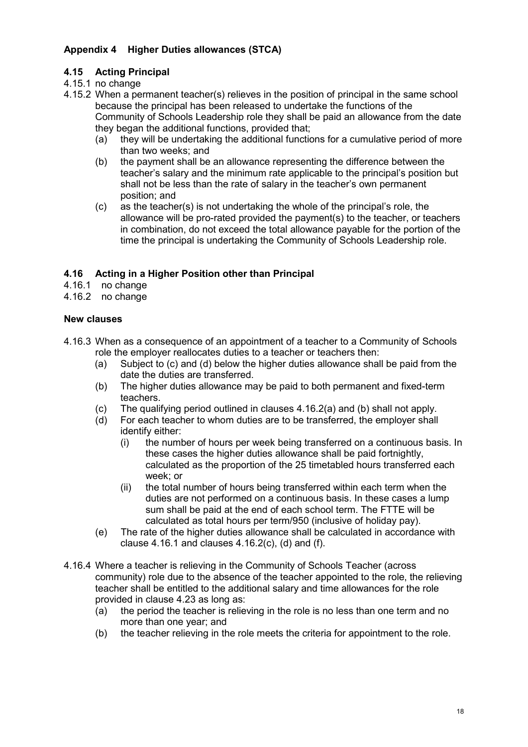## Appendix 4 Higher Duties allowances (STCA)

### 4.15 Acting Principal

4.15.1 no change

4.15.2 When a permanent teacher(s) relieves in the position of principal in the same school because the principal has been released to undertake the functions of the Community of Schools Leadership role they shall be paid an allowance from the date they began the additional functions, provided that;

- (a) they will be undertaking the additional functions for a cumulative period of more than two weeks; and
- (b) the payment shall be an allowance representing the difference between the teacher's salary and the minimum rate applicable to the principal's position but shall not be less than the rate of salary in the teacher's own permanent position; and
- (c) as the teacher(s) is not undertaking the whole of the principal's role, the allowance will be pro-rated provided the payment(s) to the teacher, or teachers in combination, do not exceed the total allowance payable for the portion of the time the principal is undertaking the Community of Schools Leadership role.

### 4.16 Acting in a Higher Position other than Principal

4.16.1 no change

4.16.2 no change

**New clauses**

4.16.3 When as a consequence of an appointment of a teacher to a Community of Schools role the employer reallocates duties to a teacher or teachers then:

- (a) Subject to (c) and (d) below the higher duties allowance shall be paid from the date the duties are transferred.
- (b) The higher duties allowance may be paid to both permanent and fixed-term teachers.
- (c) The qualifying period outlined in clauses 4.16.2(a) and (b) shall not apply.
- (d) For each teacher to whom duties are to be transferred, the employer shall identify either:
  - (i) the number of hours per week being transferred on a continuous basis. In these cases the higher duties allowance shall be paid fortnightly, calculated as the proportion of the 25 timetabled hours transferred each week; or
  - (ii) the total number of hours being transferred within each term when the duties are not performed on a continuous basis. In these cases a lump sum shall be paid at the end of each school term. The FTTE will be calculated as total hours per term/950 (inclusive of holiday pay).
- (e) The rate of the higher duties allowance shall be calculated in accordance with clause 4.16.1 and clauses 4.16.2(c), (d) and (f).

4.16.4 Where a teacher is relieving in the Community of Schools Teacher (across community) role due to the absence of the teacher appointed to the role, the relieving teacher shall be entitled to the additional salary and time allowances for the role provided in clause 4.23 as long as:

- (a) the period the teacher is relieving in the role is no less than one term and no more than one year; and
- (b) the teacher relieving in the role meets the criteria for appointment to the role.